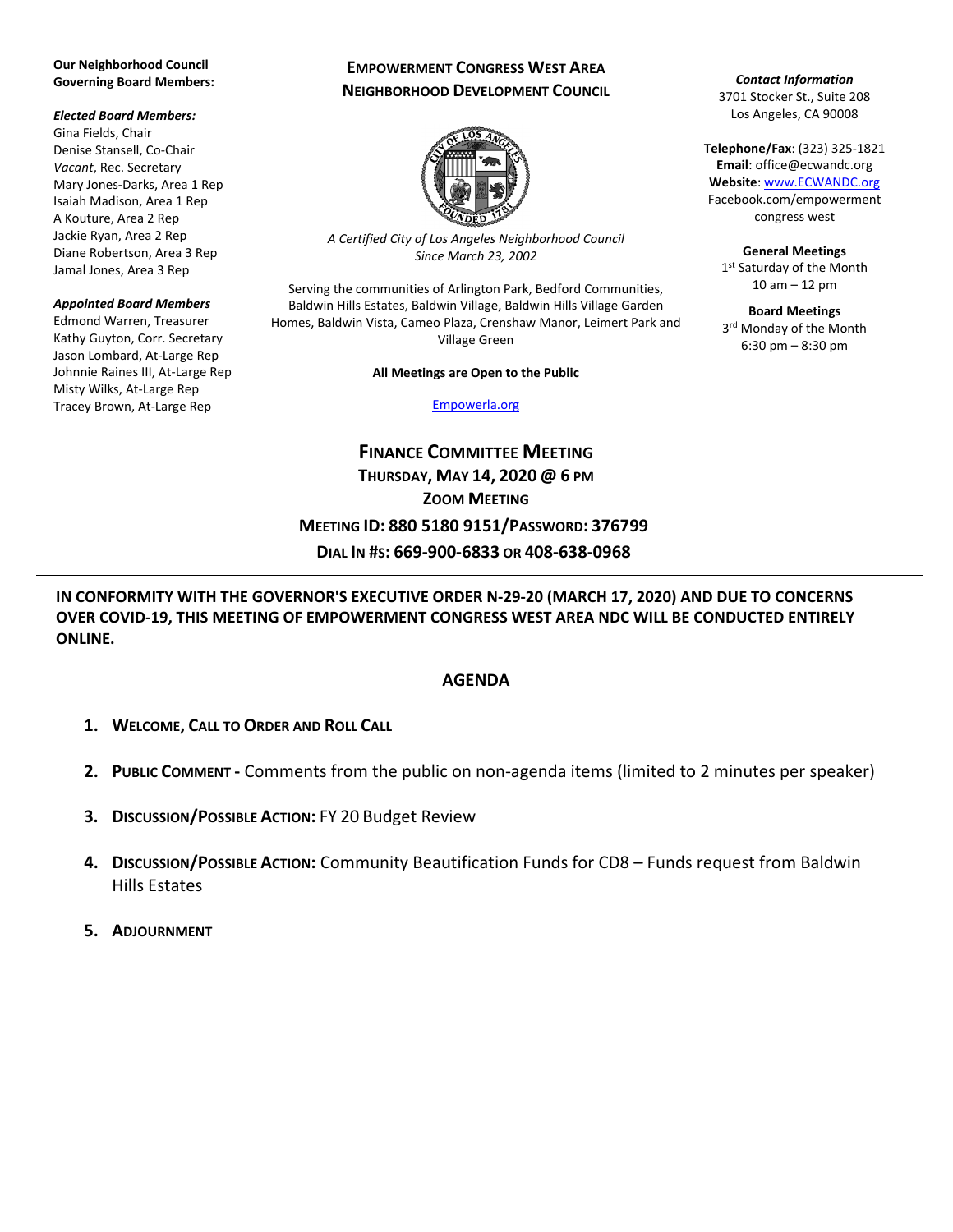**Our Neighborhood Council Governing Board Members:**

***Elected Board Members:***
Gina Fields, Chair
Denise Stansell, Co-Chair
*Vacant*, Rec. Secretary
Mary Jones-Darks, Area 1 Rep
Isaiah Madison, Area 1 Rep
A Kouture, Area 2 Rep
Jackie Ryan, Area 2 Rep
Diane Robertson, Area 3 Rep
Jamal Jones, Area 3 Rep

***Appointed Board Members***
Edmond Warren, Treasurer
Kathy Guyton, Corr. Secretary
Jason Lombard, At-Large Rep
Johnnie Raines III, At-Large Rep
Misty Wilks, At-Large Rep
Tracey Brown, At-Large Rep

# EMPOWERMENT CONGRESS WEST AREA NEIGHBORHOOD DEVELOPMENT COUNCIL

*A Certified City of Los Angeles Neighborhood Council*
*Since March 23, 2002*

Serving the communities of Arlington Park, Bedford Communities, Baldwin Hills Estates, Baldwin Village, Baldwin Hills Village Garden Homes, Baldwin Vista, Cameo Plaza, Crenshaw Manor, Leimert Park and Village Green

**All Meetings are Open to the Public**

Empowerla.org

***Contact Information***
3701 Stocker St., Suite 208
Los Angeles, CA 90008

**Telephone/Fax**: (323) 325-1821
**Email**: office@ecwandc.org
**Website**: www.ECWANDC.org
Facebook.com/empowerment congress west

**General Meetings**
1st Saturday of the Month
10 am – 12 pm

**Board Meetings**
3rd Monday of the Month
6:30 pm – 8:30 pm

## FINANCE COMMITTEE MEETING
**THURSDAY, MAY 14, 2020 @ 6 PM**
**ZOOM MEETING**
**MEETING ID: 880 5180 9151/PASSWORD: 376799**
**DIAL IN #S: 669-900-6833 OR 408-638-0968**

---

**IN CONFORMITY WITH THE GOVERNOR'S EXECUTIVE ORDER N-29-20 (MARCH 17, 2020) AND DUE TO CONCERNS OVER COVID-19, THIS MEETING OF EMPOWERMENT CONGRESS WEST AREA NDC WILL BE CONDUCTED ENTIRELY ONLINE.**

## AGENDA

1. **WELCOME, CALL TO ORDER AND ROLL CALL**
2. **PUBLIC COMMENT -** Comments from the public on non-agenda items (limited to 2 minutes per speaker)
3. **DISCUSSION/POSSIBLE ACTION:** FY 20 Budget Review
4. **DISCUSSION/POSSIBLE ACTION:** Community Beautification Funds for CD8 – Funds request from Baldwin Hills Estates
5. **ADJOURNMENT**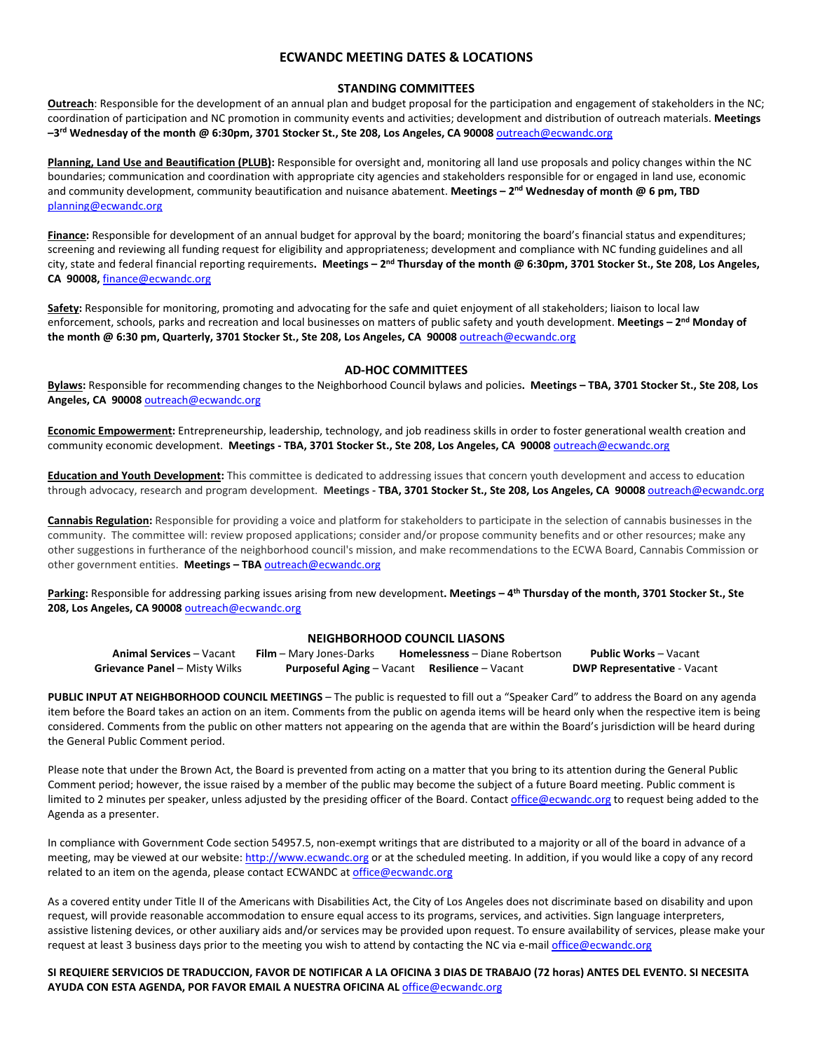# ECWANDC MEETING DATES & LOCATIONS

## STANDING COMMITTEES

**Outreach**: Responsible for the development of an annual plan and budget proposal for the participation and engagement of stakeholders in the NC; coordination of participation and NC promotion in community events and activities; development and distribution of outreach materials. **Meetings –3rd Wednesday of the month @ 6:30pm, 3701 Stocker St., Ste 208, Los Angeles, CA 90008** outreach@ecwandc.org

**Planning, Land Use and Beautification (PLUB):** Responsible for oversight and, monitoring all land use proposals and policy changes within the NC boundaries; communication and coordination with appropriate city agencies and stakeholders responsible for or engaged in land use, economic and community development, community beautification and nuisance abatement. **Meetings – 2nd Wednesday of month @ 6 pm, TBD** planning@ecwandc.org

**Finance:** Responsible for development of an annual budget for approval by the board; monitoring the board's financial status and expenditures; screening and reviewing all funding request for eligibility and appropriateness; development and compliance with NC funding guidelines and all city, state and federal financial reporting requirements**. Meetings – 2nd Thursday of the month @ 6:30pm, 3701 Stocker St., Ste 208, Los Angeles, CA 90008,** finance@ecwandc.org

**Safety:** Responsible for monitoring, promoting and advocating for the safe and quiet enjoyment of all stakeholders; liaison to local law enforcement, schools, parks and recreation and local businesses on matters of public safety and youth development. **Meetings – 2nd Monday of the month @ 6:30 pm, Quarterly, 3701 Stocker St., Ste 208, Los Angeles, CA 90008** outreach@ecwandc.org

## AD-HOC COMMITTEES

**Bylaws:** Responsible for recommending changes to the Neighborhood Council bylaws and policies**. Meetings – TBA, 3701 Stocker St., Ste 208, Los Angeles, CA 90008** outreach@ecwandc.org

**Economic Empowerment:** Entrepreneurship, leadership, technology, and job readiness skills in order to foster generational wealth creation and community economic development. **Meetings - TBA, 3701 Stocker St., Ste 208, Los Angeles, CA 90008** outreach@ecwandc.org

**Education and Youth Development:** This committee is dedicated to addressing issues that concern youth development and access to education through advocacy, research and program development. **Meetings - TBA, 3701 Stocker St., Ste 208, Los Angeles, CA 90008** outreach@ecwandc.org

**Cannabis Regulation:** Responsible for providing a voice and platform for stakeholders to participate in the selection of cannabis businesses in the community. The committee will: review proposed applications; consider and/or propose community benefits and or other resources; make any other suggestions in furtherance of the neighborhood council's mission, and make recommendations to the ECWA Board, Cannabis Commission or other government entities. **Meetings – TBA** outreach@ecwandc.org

**Parking:** Responsible for addressing parking issues arising from new development**. Meetings – 4th Thursday of the month, 3701 Stocker St., Ste 208, Los Angeles, CA 90008** outreach@ecwandc.org

## NEIGHBORHOOD COUNCIL LIASONS

**Animal Services** – Vacant **Film** – Mary Jones-Darks **Homelessness** – Diane Robertson **Public Works** – Vacant
**Grievance Panel** – Misty Wilks **Purposeful Aging** – Vacant **Resilience** – Vacant **DWP Representative** - Vacant

**PUBLIC INPUT AT NEIGHBORHOOD COUNCIL MEETINGS** – The public is requested to fill out a "Speaker Card" to address the Board on any agenda item before the Board takes an action on an item. Comments from the public on agenda items will be heard only when the respective item is being considered. Comments from the public on other matters not appearing on the agenda that are within the Board's jurisdiction will be heard during the General Public Comment period.

Please note that under the Brown Act, the Board is prevented from acting on a matter that you bring to its attention during the General Public Comment period; however, the issue raised by a member of the public may become the subject of a future Board meeting. Public comment is limited to 2 minutes per speaker, unless adjusted by the presiding officer of the Board. Contact office@ecwandc.org to request being added to the Agenda as a presenter.

In compliance with Government Code section 54957.5, non-exempt writings that are distributed to a majority or all of the board in advance of a meeting, may be viewed at our website: http://www.ecwandc.org or at the scheduled meeting. In addition, if you would like a copy of any record related to an item on the agenda, please contact ECWANDC at office@ecwandc.org

As a covered entity under Title II of the Americans with Disabilities Act, the City of Los Angeles does not discriminate based on disability and upon request, will provide reasonable accommodation to ensure equal access to its programs, services, and activities. Sign language interpreters, assistive listening devices, or other auxiliary aids and/or services may be provided upon request. To ensure availability of services, please make your request at least 3 business days prior to the meeting you wish to attend by contacting the NC via e-mail office@ecwandc.org

**SI REQUIERE SERVICIOS DE TRADUCCION, FAVOR DE NOTIFICAR A LA OFICINA 3 DIAS DE TRABAJO (72 horas) ANTES DEL EVENTO. SI NECESITA AYUDA CON ESTA AGENDA, POR FAVOR EMAIL A NUESTRA OFICINA AL** office@ecwandc.org